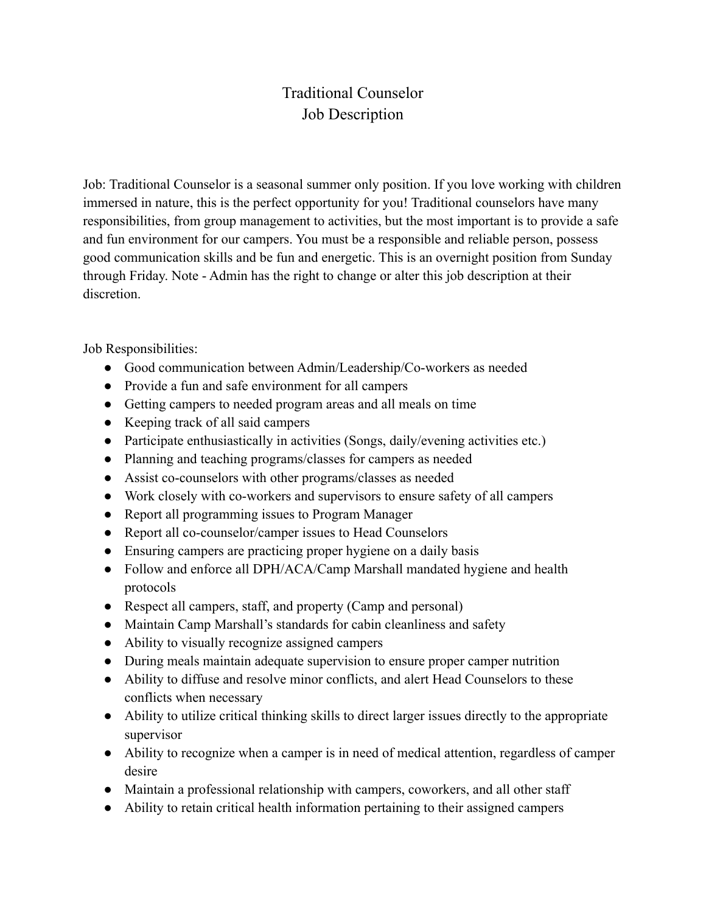# Traditional Counselor
# Job Description

Job: Traditional Counselor is a seasonal summer only position. If you love working with children immersed in nature, this is the perfect opportunity for you! Traditional counselors have many responsibilities, from group management to activities, but the most important is to provide a safe and fun environment for our campers. You must be a responsible and reliable person, possess good communication skills and be fun and energetic. This is an overnight position from Sunday through Friday. Note - Admin has the right to change or alter this job description at their discretion.

Job Responsibilities:

- Good communication between Admin/Leadership/Co-workers as needed
- Provide a fun and safe environment for all campers
- Getting campers to needed program areas and all meals on time
- Keeping track of all said campers
- Participate enthusiastically in activities (Songs, daily/evening activities etc.)
- Planning and teaching programs/classes for campers as needed
- Assist co-counselors with other programs/classes as needed
- Work closely with co-workers and supervisors to ensure safety of all campers
- Report all programming issues to Program Manager
- Report all co-counselor/camper issues to Head Counselors
- Ensuring campers are practicing proper hygiene on a daily basis
- Follow and enforce all DPH/ACA/Camp Marshall mandated hygiene and health protocols
- Respect all campers, staff, and property (Camp and personal)
- Maintain Camp Marshall's standards for cabin cleanliness and safety
- Ability to visually recognize assigned campers
- During meals maintain adequate supervision to ensure proper camper nutrition
- Ability to diffuse and resolve minor conflicts, and alert Head Counselors to these conflicts when necessary
- Ability to utilize critical thinking skills to direct larger issues directly to the appropriate supervisor
- Ability to recognize when a camper is in need of medical attention, regardless of camper desire
- Maintain a professional relationship with campers, coworkers, and all other staff
- Ability to retain critical health information pertaining to their assigned campers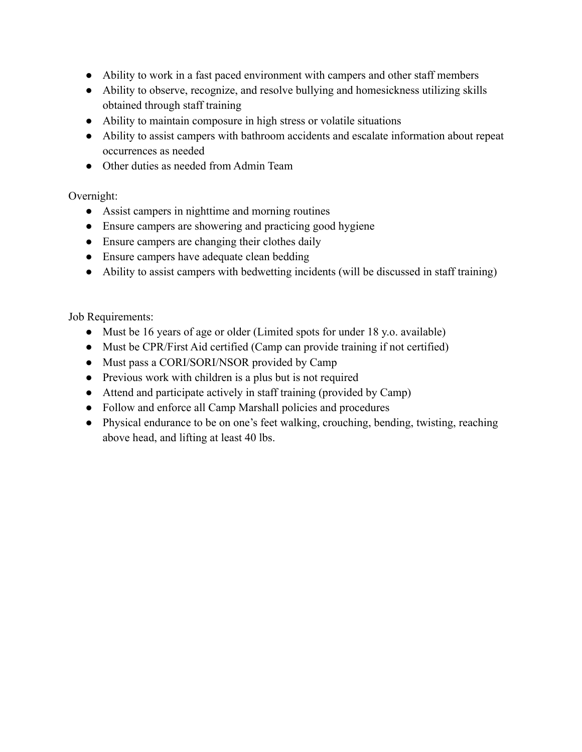- Ability to work in a fast paced environment with campers and other staff members
- Ability to observe, recognize, and resolve bullying and homesickness utilizing skills obtained through staff training
- Ability to maintain composure in high stress or volatile situations
- Ability to assist campers with bathroom accidents and escalate information about repeat occurrences as needed
- Other duties as needed from Admin Team

Overnight:

- Assist campers in nighttime and morning routines
- Ensure campers are showering and practicing good hygiene
- Ensure campers are changing their clothes daily
- Ensure campers have adequate clean bedding
- Ability to assist campers with bedwetting incidents (will be discussed in staff training)

Job Requirements:

- Must be 16 years of age or older (Limited spots for under 18 y.o. available)
- Must be CPR/First Aid certified (Camp can provide training if not certified)
- Must pass a CORI/SORI/NSOR provided by Camp
- Previous work with children is a plus but is not required
- Attend and participate actively in staff training (provided by Camp)
- Follow and enforce all Camp Marshall policies and procedures
- Physical endurance to be on one's feet walking, crouching, bending, twisting, reaching above head, and lifting at least 40 lbs.